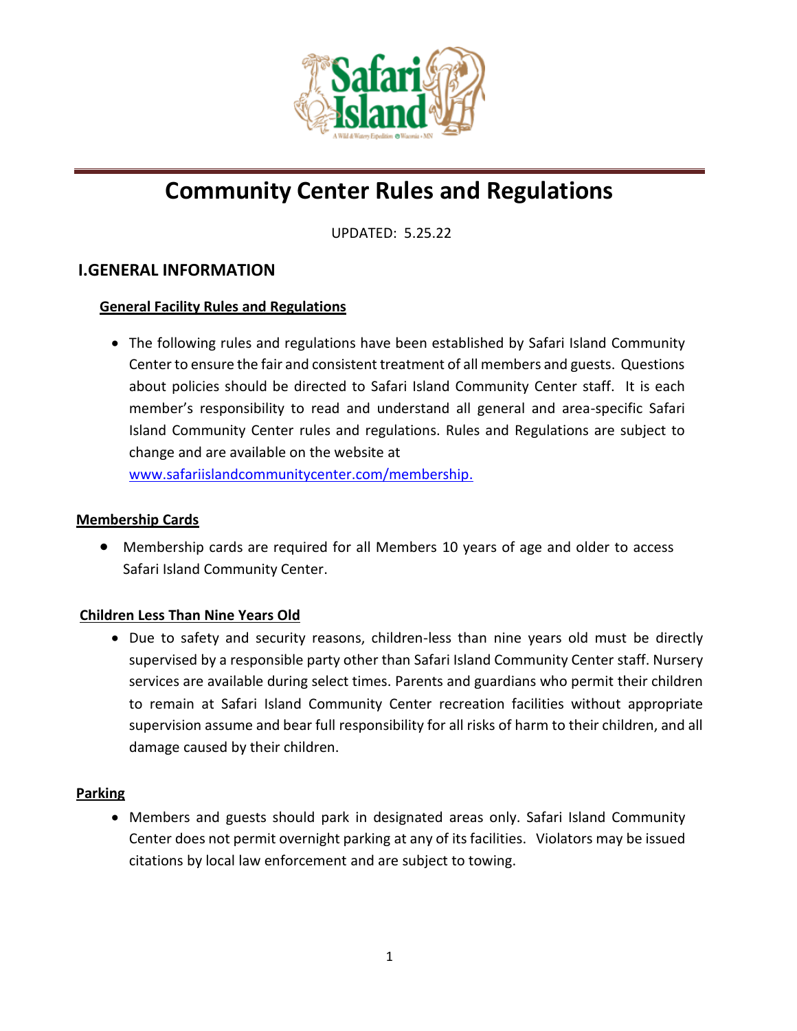# Community Center Rules and Regulations

UPDATED: 5.25.22

## I.GENERAL INFORMATION

### General Facility Rules and Regulations

- The following rules and regulations have been established by Safari Island Community Center to ensure the fair and consistent treatment of all members and guests. Questions about policies should be directed to Safari Island Community Center staff. It is each member's responsibility to read and understand all general and area-specific Safari Island Community Center rules and regulations. Rules and Regulations are subject to change and are available on the website at www.safariislandcommunitycenter.com/membership.

### Membership Cards

- Membership cards are required for all Members 10 years of age and older to access Safari Island Community Center.

### Children Less Than Nine Years Old

- Due to safety and security reasons, children-less than nine years old must be directly supervised by a responsible party other than Safari Island Community Center staff. Nursery services are available during select times. Parents and guardians who permit their children to remain at Safari Island Community Center recreation facilities without appropriate supervision assume and bear full responsibility for all risks of harm to their children, and all damage caused by their children.

### Parking

- Members and guests should park in designated areas only. Safari Island Community Center does not permit overnight parking at any of its facilities. Violators may be issued citations by local law enforcement and are subject to towing.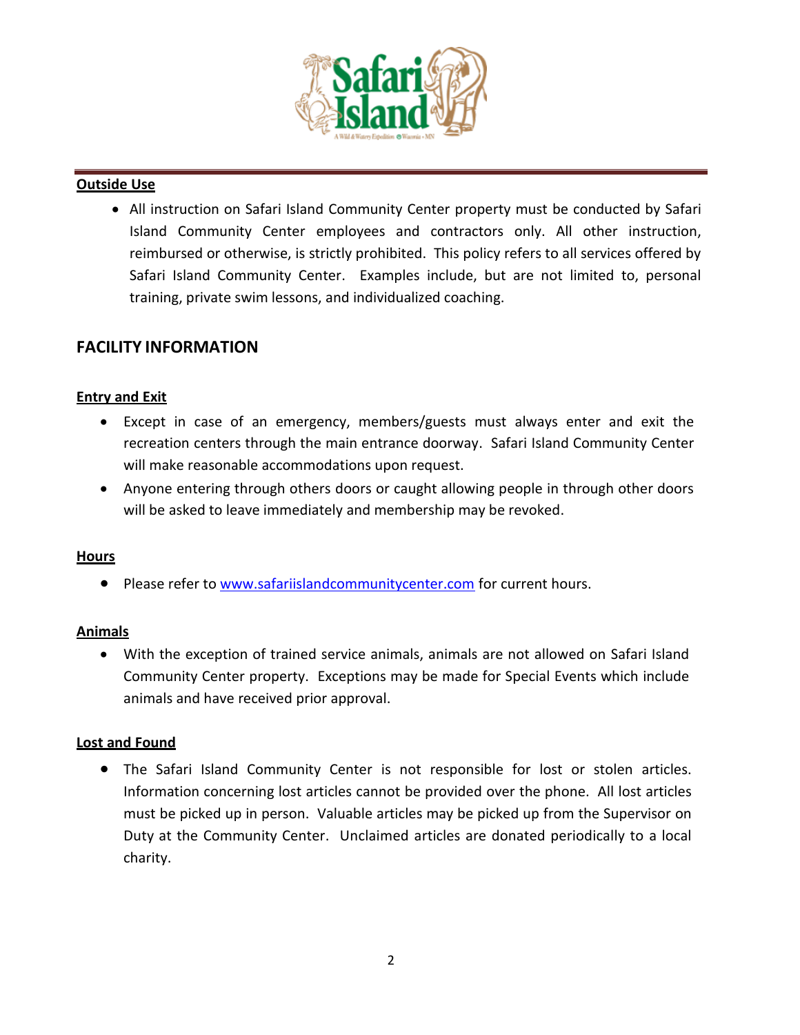**Outside Use**

- All instruction on Safari Island Community Center property must be conducted by Safari Island Community Center employees and contractors only. All other instruction, reimbursed or otherwise, is strictly prohibited. This policy refers to all services offered by Safari Island Community Center. Examples include, but are not limited to, personal training, private swim lessons, and individualized coaching.

## FACILITY INFORMATION

**Entry and Exit**

- Except in case of an emergency, members/guests must always enter and exit the recreation centers through the main entrance doorway. Safari Island Community Center will make reasonable accommodations upon request.
- Anyone entering through others doors or caught allowing people in through other doors will be asked to leave immediately and membership may be revoked.

**Hours**

- Please refer to www.safariislandcommunitycenter.com for current hours.

**Animals**

- With the exception of trained service animals, animals are not allowed on Safari Island Community Center property. Exceptions may be made for Special Events which include animals and have received prior approval.

**Lost and Found**

- The Safari Island Community Center is not responsible for lost or stolen articles. Information concerning lost articles cannot be provided over the phone. All lost articles must be picked up in person. Valuable articles may be picked up from the Supervisor on Duty at the Community Center. Unclaimed articles are donated periodically to a local charity.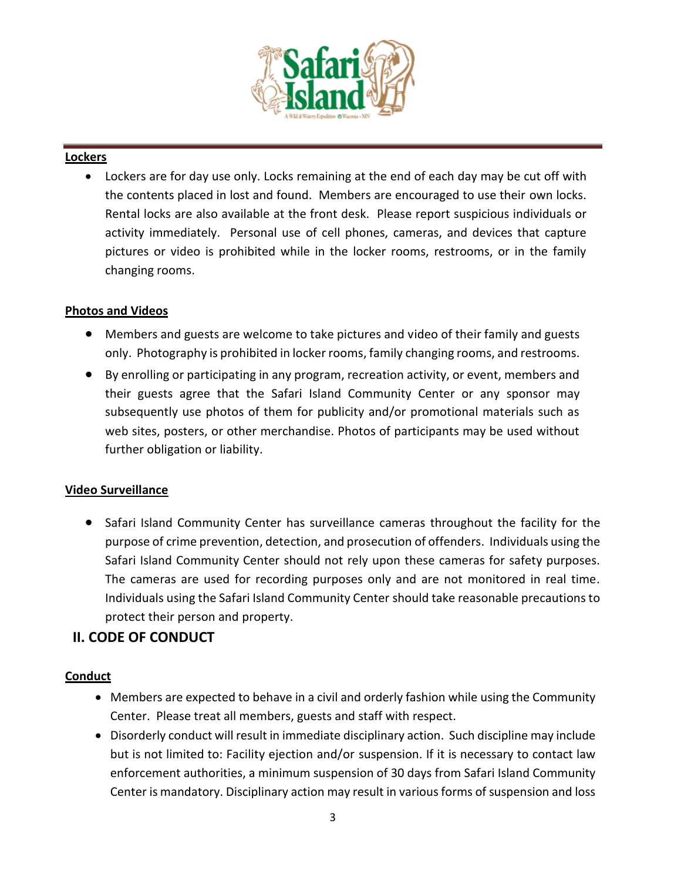**Lockers**

- Lockers are for day use only. Locks remaining at the end of each day may be cut off with the contents placed in lost and found. Members are encouraged to use their own locks. Rental locks are also available at the front desk. Please report suspicious individuals or activity immediately. Personal use of cell phones, cameras, and devices that capture pictures or video is prohibited while in the locker rooms, restrooms, or in the family changing rooms.

**Photos and Videos**

- Members and guests are welcome to take pictures and video of their family and guests only. Photography is prohibited in locker rooms, family changing rooms, and restrooms.
- By enrolling or participating in any program, recreation activity, or event, members and their guests agree that the Safari Island Community Center or any sponsor may subsequently use photos of them for publicity and/or promotional materials such as web sites, posters, or other merchandise. Photos of participants may be used without further obligation or liability.

**Video Surveillance**

- Safari Island Community Center has surveillance cameras throughout the facility for the purpose of crime prevention, detection, and prosecution of offenders. Individuals using the Safari Island Community Center should not rely upon these cameras for safety purposes. The cameras are used for recording purposes only and are not monitored in real time. Individuals using the Safari Island Community Center should take reasonable precautions to protect their person and property.

## II. CODE OF CONDUCT

**Conduct**

- Members are expected to behave in a civil and orderly fashion while using the Community Center. Please treat all members, guests and staff with respect.
- Disorderly conduct will result in immediate disciplinary action. Such discipline may include but is not limited to: Facility ejection and/or suspension. If it is necessary to contact law enforcement authorities, a minimum suspension of 30 days from Safari Island Community Center is mandatory. Disciplinary action may result in various forms of suspension and loss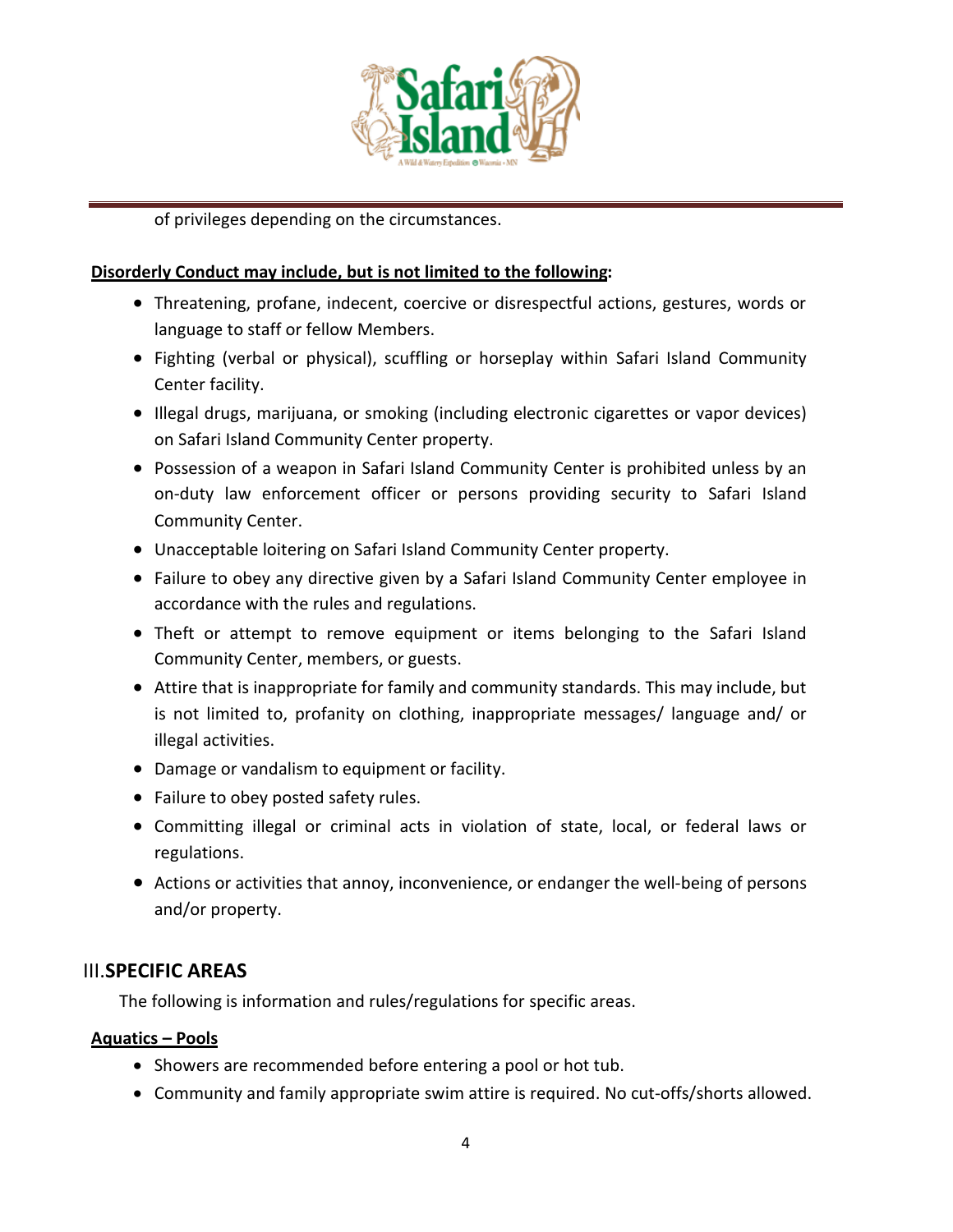of privileges depending on the circumstances.

**Disorderly Conduct may include, but is not limited to the following:**

- Threatening, profane, indecent, coercive or disrespectful actions, gestures, words or language to staff or fellow Members.
- Fighting (verbal or physical), scuffling or horseplay within Safari Island Community Center facility.
- Illegal drugs, marijuana, or smoking (including electronic cigarettes or vapor devices) on Safari Island Community Center property.
- Possession of a weapon in Safari Island Community Center is prohibited unless by an on-duty law enforcement officer or persons providing security to Safari Island Community Center.
- Unacceptable loitering on Safari Island Community Center property.
- Failure to obey any directive given by a Safari Island Community Center employee in accordance with the rules and regulations.
- Theft or attempt to remove equipment or items belonging to the Safari Island Community Center, members, or guests.
- Attire that is inappropriate for family and community standards. This may include, but is not limited to, profanity on clothing, inappropriate messages/ language and/ or illegal activities.
- Damage or vandalism to equipment or facility.
- Failure to obey posted safety rules.
- Committing illegal or criminal acts in violation of state, local, or federal laws or regulations.
- Actions or activities that annoy, inconvenience, or endanger the well-being of persons and/or property.

## III. SPECIFIC AREAS

The following is information and rules/regulations for specific areas.

**Aquatics – Pools**

- Showers are recommended before entering a pool or hot tub.
- Community and family appropriate swim attire is required. No cut-offs/shorts allowed.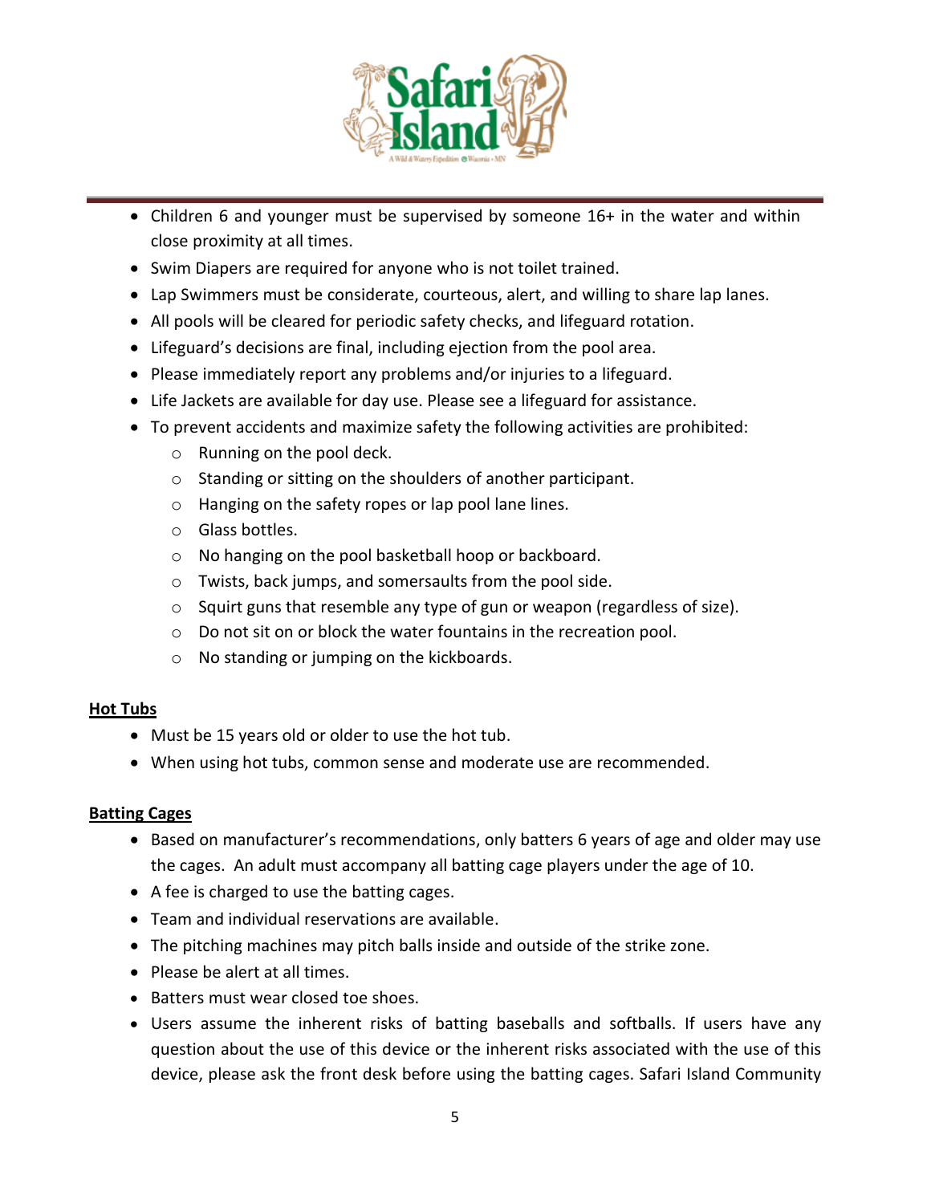- Children 6 and younger must be supervised by someone 16+ in the water and within close proximity at all times.
- Swim Diapers are required for anyone who is not toilet trained.
- Lap Swimmers must be considerate, courteous, alert, and willing to share lap lanes.
- All pools will be cleared for periodic safety checks, and lifeguard rotation.
- Lifeguard's decisions are final, including ejection from the pool area.
- Please immediately report any problems and/or injuries to a lifeguard.
- Life Jackets are available for day use. Please see a lifeguard for assistance.
- To prevent accidents and maximize safety the following activities are prohibited:
  - Running on the pool deck.
  - Standing or sitting on the shoulders of another participant.
  - Hanging on the safety ropes or lap pool lane lines.
  - Glass bottles.
  - No hanging on the pool basketball hoop or backboard.
  - Twists, back jumps, and somersaults from the pool side.
  - Squirt guns that resemble any type of gun or weapon (regardless of size).
  - Do not sit on or block the water fountains in the recreation pool.
  - No standing or jumping on the kickboards.

## Hot Tubs

- Must be 15 years old or older to use the hot tub.
- When using hot tubs, common sense and moderate use are recommended.

## Batting Cages

- Based on manufacturer's recommendations, only batters 6 years of age and older may use the cages. An adult must accompany all batting cage players under the age of 10.
- A fee is charged to use the batting cages.
- Team and individual reservations are available.
- The pitching machines may pitch balls inside and outside of the strike zone.
- Please be alert at all times.
- Batters must wear closed toe shoes.
- Users assume the inherent risks of batting baseballs and softballs. If users have any question about the use of this device or the inherent risks associated with the use of this device, please ask the front desk before using the batting cages. Safari Island Community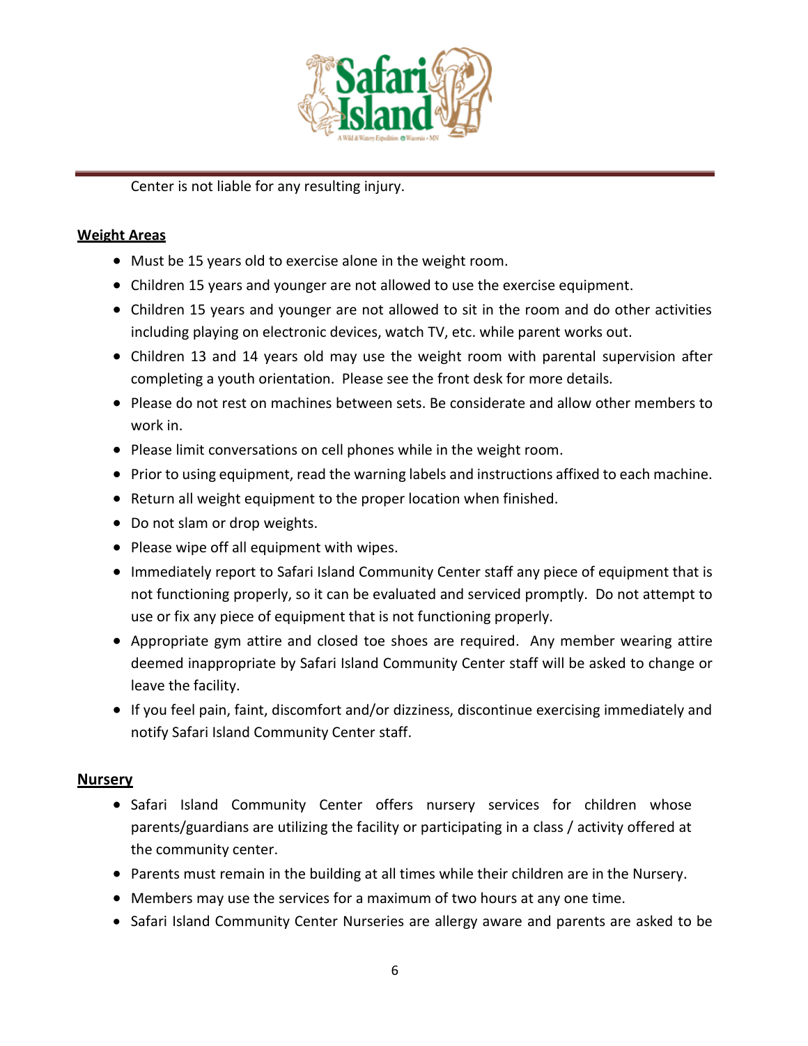Center is not liable for any resulting injury.

**Weight Areas**

- Must be 15 years old to exercise alone in the weight room.
- Children 15 years and younger are not allowed to use the exercise equipment.
- Children 15 years and younger are not allowed to sit in the room and do other activities including playing on electronic devices, watch TV, etc. while parent works out.
- Children 13 and 14 years old may use the weight room with parental supervision after completing a youth orientation. Please see the front desk for more details.
- Please do not rest on machines between sets. Be considerate and allow other members to work in.
- Please limit conversations on cell phones while in the weight room.
- Prior to using equipment, read the warning labels and instructions affixed to each machine.
- Return all weight equipment to the proper location when finished.
- Do not slam or drop weights.
- Please wipe off all equipment with wipes.
- Immediately report to Safari Island Community Center staff any piece of equipment that is not functioning properly, so it can be evaluated and serviced promptly. Do not attempt to use or fix any piece of equipment that is not functioning properly.
- Appropriate gym attire and closed toe shoes are required. Any member wearing attire deemed inappropriate by Safari Island Community Center staff will be asked to change or leave the facility.
- If you feel pain, faint, discomfort and/or dizziness, discontinue exercising immediately and notify Safari Island Community Center staff.

**Nursery**

- Safari Island Community Center offers nursery services for children whose parents/guardians are utilizing the facility or participating in a class / activity offered at the community center.
- Parents must remain in the building at all times while their children are in the Nursery.
- Members may use the services for a maximum of two hours at any one time.
- Safari Island Community Center Nurseries are allergy aware and parents are asked to be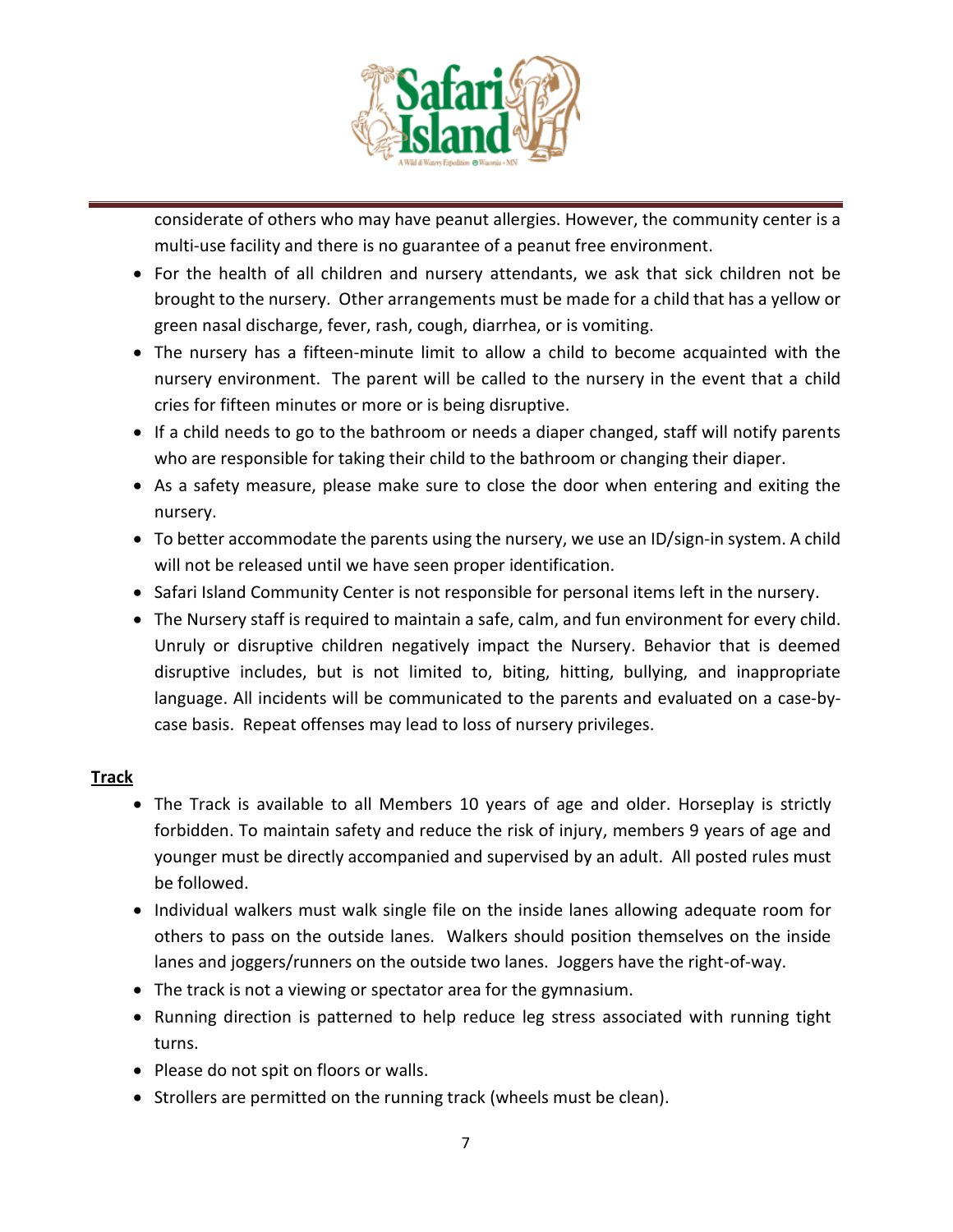considerate of others who may have peanut allergies. However, the community center is a multi-use facility and there is no guarantee of a peanut free environment.

- For the health of all children and nursery attendants, we ask that sick children not be brought to the nursery. Other arrangements must be made for a child that has a yellow or green nasal discharge, fever, rash, cough, diarrhea, or is vomiting.
- The nursery has a fifteen-minute limit to allow a child to become acquainted with the nursery environment. The parent will be called to the nursery in the event that a child cries for fifteen minutes or more or is being disruptive.
- If a child needs to go to the bathroom or needs a diaper changed, staff will notify parents who are responsible for taking their child to the bathroom or changing their diaper.
- As a safety measure, please make sure to close the door when entering and exiting the nursery.
- To better accommodate the parents using the nursery, we use an ID/sign-in system. A child will not be released until we have seen proper identification.
- Safari Island Community Center is not responsible for personal items left in the nursery.
- The Nursery staff is required to maintain a safe, calm, and fun environment for every child. Unruly or disruptive children negatively impact the Nursery. Behavior that is deemed disruptive includes, but is not limited to, biting, hitting, bullying, and inappropriate language. All incidents will be communicated to the parents and evaluated on a case-by-case basis. Repeat offenses may lead to loss of nursery privileges.

**Track**

- The Track is available to all Members 10 years of age and older. Horseplay is strictly forbidden. To maintain safety and reduce the risk of injury, members 9 years of age and younger must be directly accompanied and supervised by an adult. All posted rules must be followed.
- Individual walkers must walk single file on the inside lanes allowing adequate room for others to pass on the outside lanes. Walkers should position themselves on the inside lanes and joggers/runners on the outside two lanes. Joggers have the right-of-way.
- The track is not a viewing or spectator area for the gymnasium.
- Running direction is patterned to help reduce leg stress associated with running tight turns.
- Please do not spit on floors or walls.
- Strollers are permitted on the running track (wheels must be clean).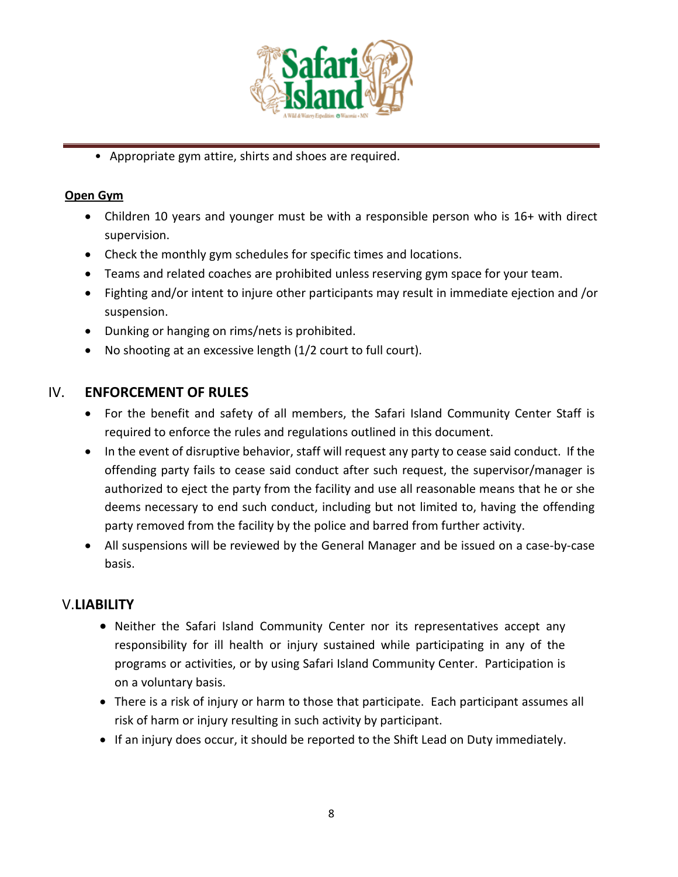- Appropriate gym attire, shirts and shoes are required.

**Open Gym**

- Children 10 years and younger must be with a responsible person who is 16+ with direct supervision.
- Check the monthly gym schedules for specific times and locations.
- Teams and related coaches are prohibited unless reserving gym space for your team.
- Fighting and/or intent to injure other participants may result in immediate ejection and /or suspension.
- Dunking or hanging on rims/nets is prohibited.
- No shooting at an excessive length (1/2 court to full court).

## IV. ENFORCEMENT OF RULES

- For the benefit and safety of all members, the Safari Island Community Center Staff is required to enforce the rules and regulations outlined in this document.
- In the event of disruptive behavior, staff will request any party to cease said conduct. If the offending party fails to cease said conduct after such request, the supervisor/manager is authorized to eject the party from the facility and use all reasonable means that he or she deems necessary to end such conduct, including but not limited to, having the offending party removed from the facility by the police and barred from further activity.
- All suspensions will be reviewed by the General Manager and be issued on a case-by-case basis.

## V. LIABILITY

- Neither the Safari Island Community Center nor its representatives accept any responsibility for ill health or injury sustained while participating in any of the programs or activities, or by using Safari Island Community Center. Participation is on a voluntary basis.
- There is a risk of injury or harm to those that participate. Each participant assumes all risk of harm or injury resulting in such activity by participant.
- If an injury does occur, it should be reported to the Shift Lead on Duty immediately.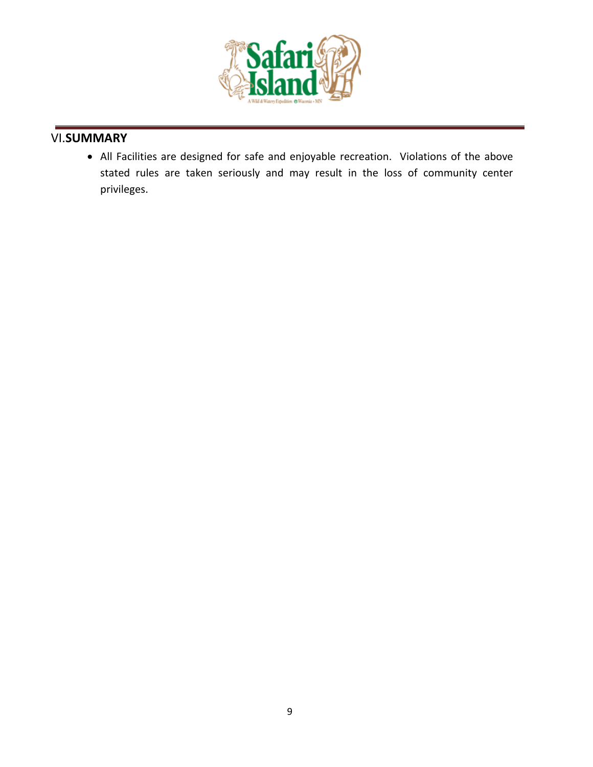## VI. SUMMARY

- All Facilities are designed for safe and enjoyable recreation. Violations of the above stated rules are taken seriously and may result in the loss of community center privileges.